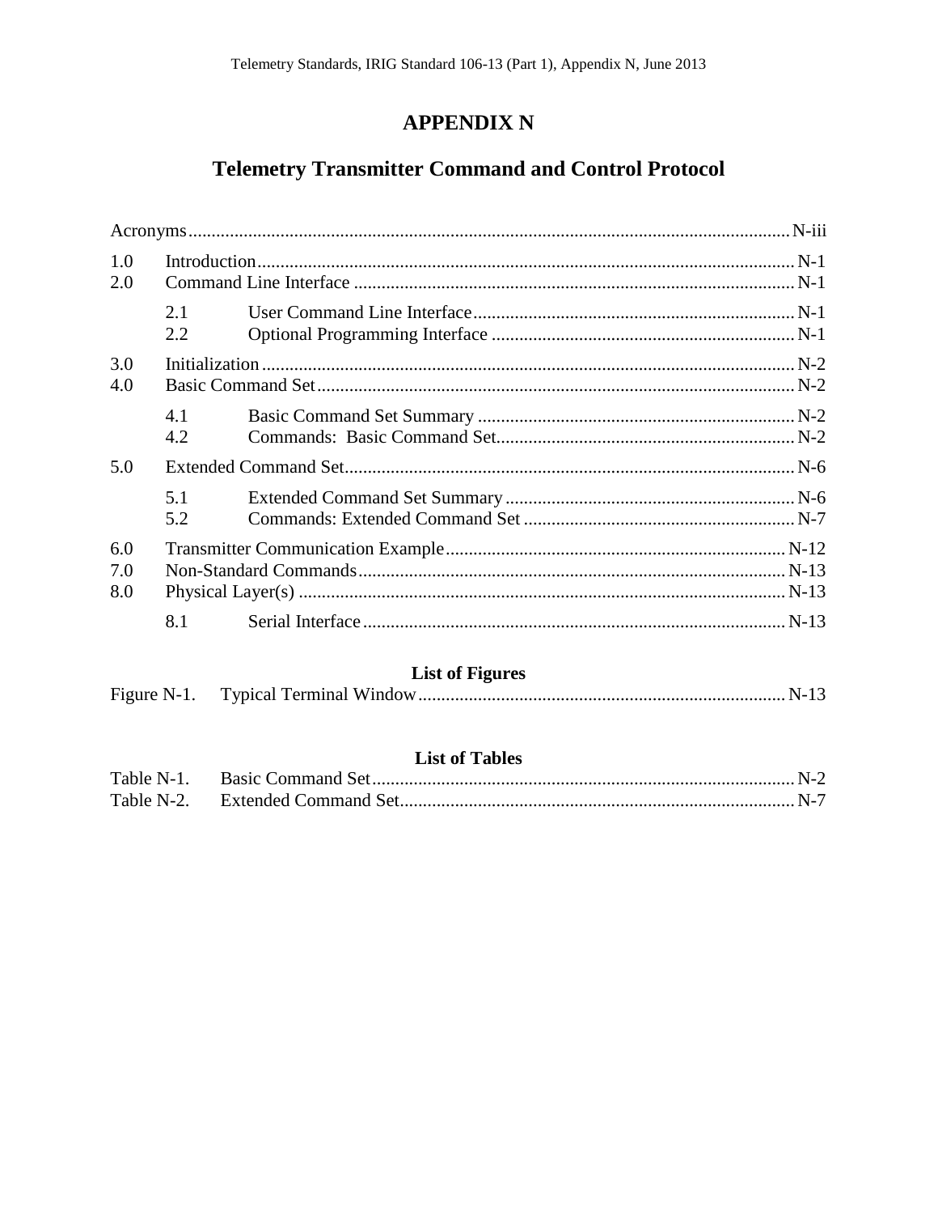# APPENDIX N

## Telemetry Transmitter Command and Control Protocol

Acronyms ....................................................................................................................... N-iii

1.0 Introduction ....................................................................................................................... N-1
2.0 Command Line Interface ....................................................................................................... N-1

- 2.1 User Command Line Interface ....................................................................... N-1
- 2.2 Optional Programming Interface ....................................................................... N-1

3.0 Initialization ....................................................................................................................... N-2
4.0 Basic Command Set ....................................................................................................................... N-2

- 4.1 Basic Command Set Summary ....................................................................... N-2
- 4.2 Commands: Basic Command Set ....................................................................... N-2

5.0 Extended Command Set ....................................................................................................................... N-6

- 5.1 Extended Command Set Summary ....................................................................... N-6
- 5.2 Commands: Extended Command Set ....................................................................... N-7

6.0 Transmitter Communication Example ....................................................................................... N-12
7.0 Non-Standard Commands ....................................................................................................... N-13
8.0 Physical Layer(s) ....................................................................................................... N-13

- 8.1 Serial Interface ....................................................................... N-13

### List of Figures

Figure N-1. Typical Terminal Window ....................................................................... N-13

### List of Tables

Table N-1. Basic Command Set ....................................................................... N-2
Table N-2. Extended Command Set ....................................................................... N-7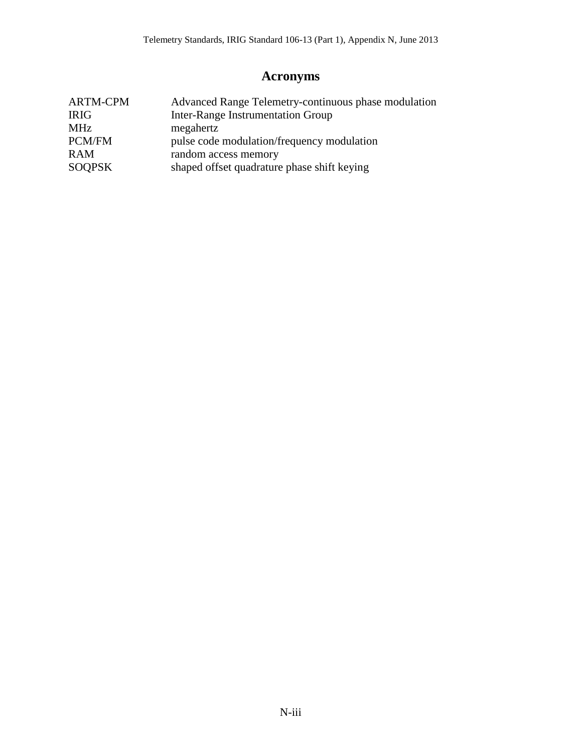# Acronyms

| | |
|---|---|
| ARTM-CPM | Advanced Range Telemetry-continuous phase modulation |
| IRIG | Inter-Range Instrumentation Group |
| MHz | megahertz |
| PCM/FM | pulse code modulation/frequency modulation |
| RAM | random access memory |
| SOQPSK | shaped offset quadrature phase shift keying |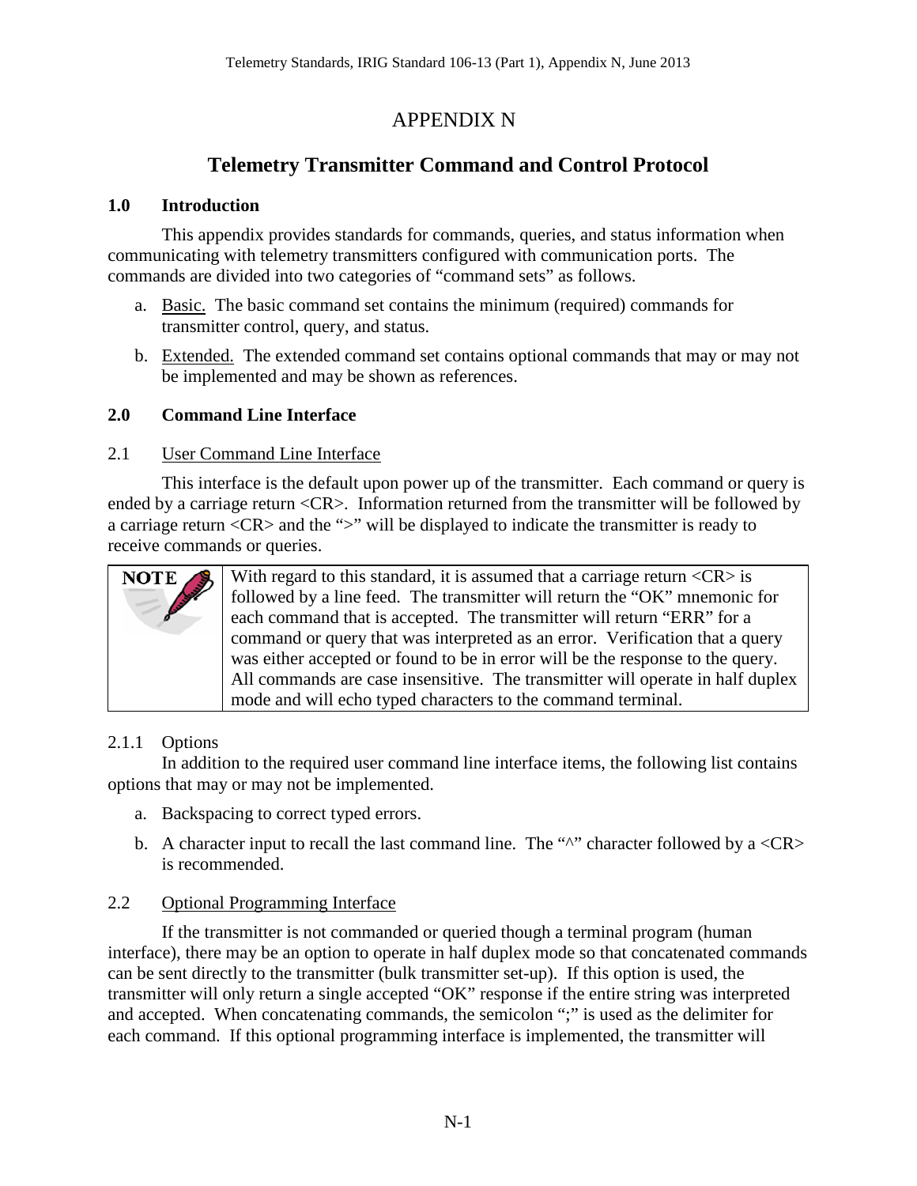# APPENDIX N

## Telemetry Transmitter Command and Control Protocol

### 1.0 Introduction

This appendix provides standards for commands, queries, and status information when communicating with telemetry transmitters configured with communication ports. The commands are divided into two categories of "command sets" as follows.

a. Basic. The basic command set contains the minimum (required) commands for transmitter control, query, and status.

b. Extended. The extended command set contains optional commands that may or may not be implemented and may be shown as references.

### 2.0 Command Line Interface

#### 2.1 User Command Line Interface

This interface is the default upon power up of the transmitter. Each command or query is ended by a carriage return <CR>. Information returned from the transmitter will be followed by a carriage return <CR> and the ">" will be displayed to indicate the transmitter is ready to receive commands or queries.

| NOTE | With regard to this standard, it is assumed that a carriage return <CR> is followed by a line feed. The transmitter will return the "OK" mnemonic for each command that is accepted. The transmitter will return "ERR" for a command or query that was interpreted as an error. Verification that a query was either accepted or found to be in error will be the response to the query. All commands are case insensitive. The transmitter will operate in half duplex mode and will echo typed characters to the command terminal. |
|---|---|

#### 2.1.1 Options

In addition to the required user command line interface items, the following list contains options that may or may not be implemented.

a. Backspacing to correct typed errors.

b. A character input to recall the last command line. The "^" character followed by a <CR> is recommended.

#### 2.2 Optional Programming Interface

If the transmitter is not commanded or queried though a terminal program (human interface), there may be an option to operate in half duplex mode so that concatenated commands can be sent directly to the transmitter (bulk transmitter set-up). If this option is used, the transmitter will only return a single accepted "OK" response if the entire string was interpreted and accepted. When concatenating commands, the semicolon ";" is used as the delimiter for each command. If this optional programming interface is implemented, the transmitter will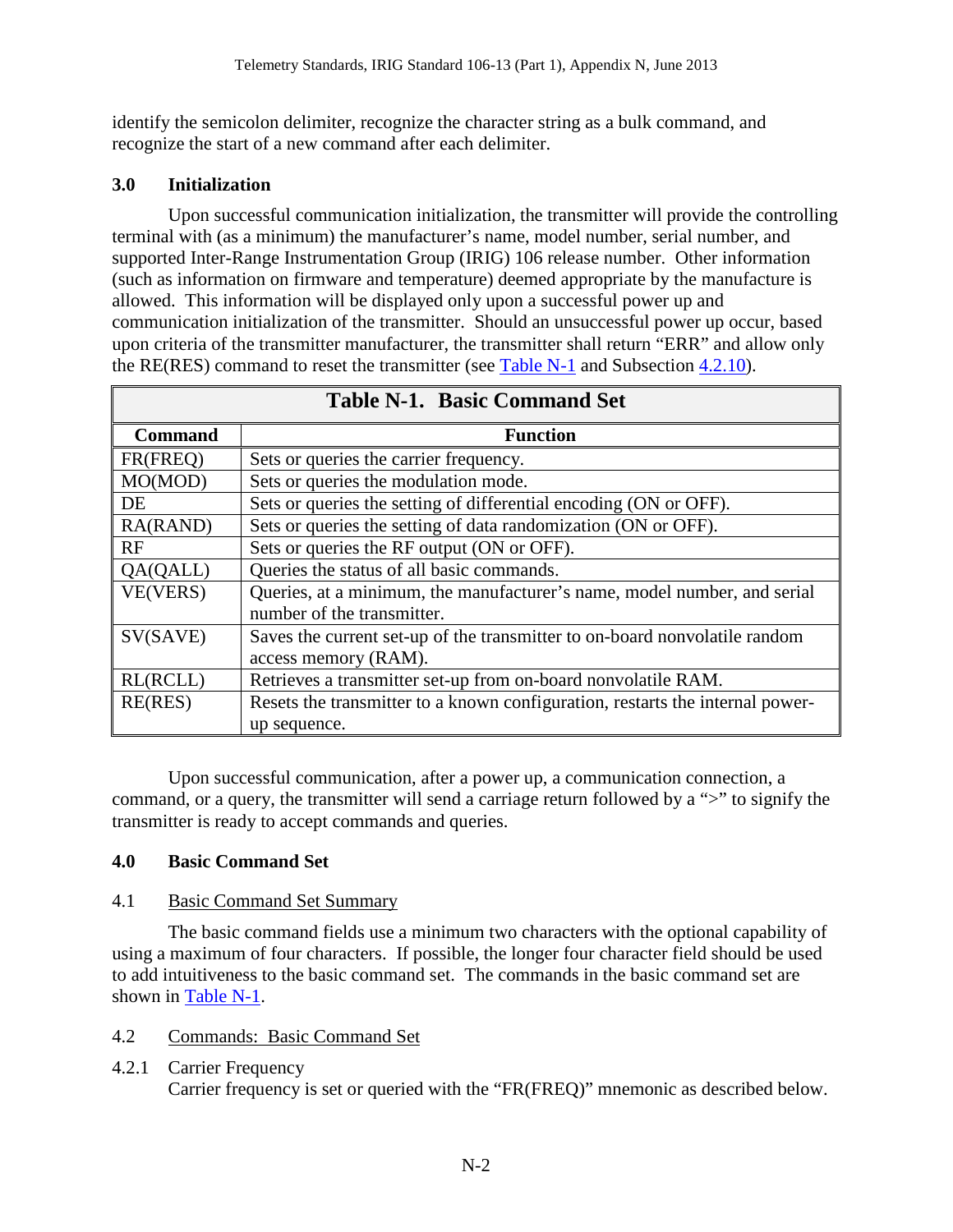identify the semicolon delimiter, recognize the character string as a bulk command, and recognize the start of a new command after each delimiter.

## 3.0 Initialization

Upon successful communication initialization, the transmitter will provide the controlling terminal with (as a minimum) the manufacturer's name, model number, serial number, and supported Inter-Range Instrumentation Group (IRIG) 106 release number. Other information (such as information on firmware and temperature) deemed appropriate by the manufacture is allowed. This information will be displayed only upon a successful power up and communication initialization of the transmitter. Should an unsuccessful power up occur, based upon criteria of the transmitter manufacturer, the transmitter shall return "ERR" and allow only the RE(RES) command to reset the transmitter (see Table N-1 and Subsection 4.2.10).

**Table N-1. Basic Command Set**

| Command | Function |
|---|---|
| FR(FREQ) | Sets or queries the carrier frequency. |
| MO(MOD) | Sets or queries the modulation mode. |
| DE | Sets or queries the setting of differential encoding (ON or OFF). |
| RA(RAND) | Sets or queries the setting of data randomization (ON or OFF). |
| RF | Sets or queries the RF output (ON or OFF). |
| QA(QALL) | Queries the status of all basic commands. |
| VE(VERS) | Queries, at a minimum, the manufacturer's name, model number, and serial number of the transmitter. |
| SV(SAVE) | Saves the current set-up of the transmitter to on-board nonvolatile random access memory (RAM). |
| RL(RCLL) | Retrieves a transmitter set-up from on-board nonvolatile RAM. |
| RE(RES) | Resets the transmitter to a known configuration, restarts the internal power-up sequence. |

Upon successful communication, after a power up, a communication connection, a command, or a query, the transmitter will send a carriage return followed by a ">" to signify the transmitter is ready to accept commands and queries.

## 4.0 Basic Command Set

### 4.1 Basic Command Set Summary

The basic command fields use a minimum two characters with the optional capability of using a maximum of four characters. If possible, the longer four character field should be used to add intuitiveness to the basic command set. The commands in the basic command set are shown in Table N-1.

### 4.2 Commands: Basic Command Set

#### 4.2.1 Carrier Frequency

Carrier frequency is set or queried with the "FR(FREQ)" mnemonic as described below.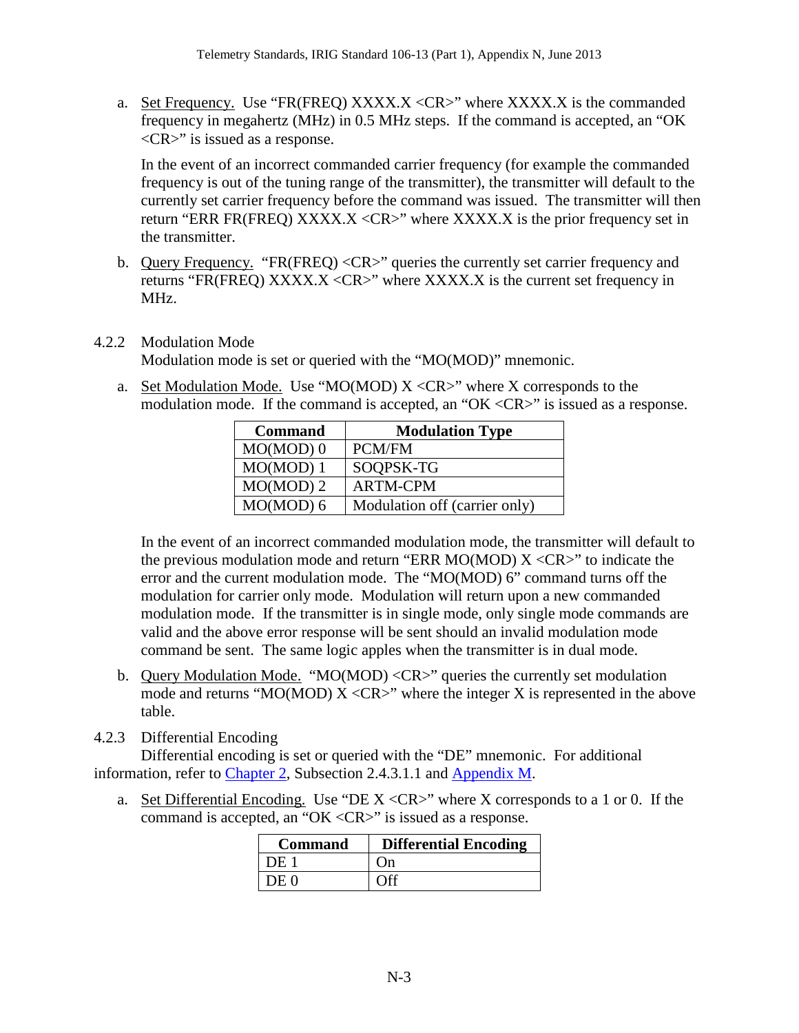a. Set Frequency. Use "FR(FREQ) XXXX.X <CR>" where XXXX.X is the commanded frequency in megahertz (MHz) in 0.5 MHz steps. If the command is accepted, an "OK <CR>" is issued as a response.

   In the event of an incorrect commanded carrier frequency (for example the commanded frequency is out of the tuning range of the transmitter), the transmitter will default to the currently set carrier frequency before the command was issued. The transmitter will then return "ERR FR(FREQ) XXXX.X <CR>" where XXXX.X is the prior frequency set in the transmitter.

b. Query Frequency. "FR(FREQ) <CR>" queries the currently set carrier frequency and returns "FR(FREQ) XXXX.X <CR>" where XXXX.X is the current set frequency in MHz.

### 4.2.2 Modulation Mode

Modulation mode is set or queried with the "MO(MOD)" mnemonic.

a. Set Modulation Mode. Use "MO(MOD) X <CR>" where X corresponds to the modulation mode. If the command is accepted, an "OK <CR>" is issued as a response.

| Command | Modulation Type |
|---|---|
| MO(MOD) 0 | PCM/FM |
| MO(MOD) 1 | SOQPSK-TG |
| MO(MOD) 2 | ARTM-CPM |
| MO(MOD) 6 | Modulation off (carrier only) |

   In the event of an incorrect commanded modulation mode, the transmitter will default to the previous modulation mode and return "ERR MO(MOD) X <CR>" to indicate the error and the current modulation mode. The "MO(MOD) 6" command turns off the modulation for carrier only mode. Modulation will return upon a new commanded modulation mode. If the transmitter is in single mode, only single mode commands are valid and the above error response will be sent should an invalid modulation mode command be sent. The same logic apples when the transmitter is in dual mode.

b. Query Modulation Mode. "MO(MOD) <CR>" queries the currently set modulation mode and returns "MO(MOD) X <CR>" where the integer X is represented in the above table.

### 4.2.3 Differential Encoding

Differential encoding is set or queried with the "DE" mnemonic. For additional information, refer to Chapter 2, Subsection 2.4.3.1.1 and Appendix M.

a. Set Differential Encoding. Use "DE X <CR>" where X corresponds to a 1 or 0. If the command is accepted, an "OK <CR>" is issued as a response.

| Command | Differential Encoding |
|---|---|
| DE 1 | On |
| DE 0 | Off |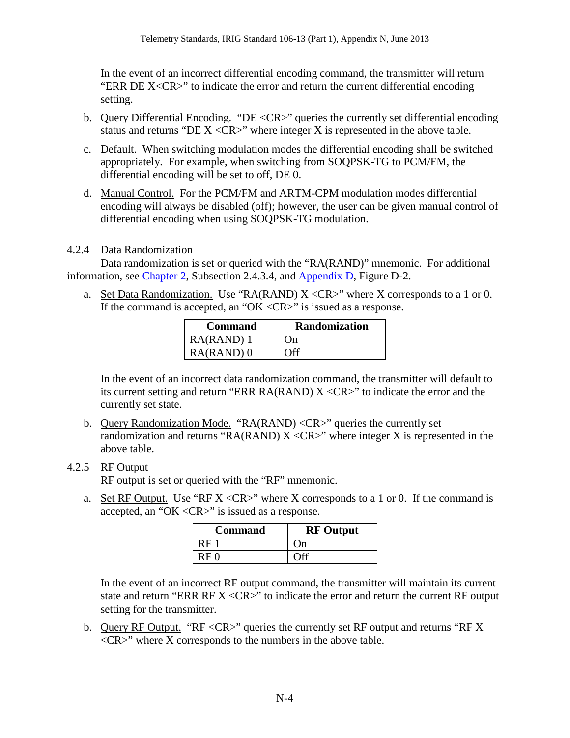In the event of an incorrect differential encoding command, the transmitter will return “ERR DE X<CR>” to indicate the error and return the current differential encoding setting.

b. Query Differential Encoding. “DE <CR>” queries the currently set differential encoding status and returns “DE X <CR>” where integer X is represented in the above table.

c. Default. When switching modulation modes the differential encoding shall be switched appropriately. For example, when switching from SOQPSK-TG to PCM/FM, the differential encoding will be set to off, DE 0.

d. Manual Control. For the PCM/FM and ARTM-CPM modulation modes differential encoding will always be disabled (off); however, the user can be given manual control of differential encoding when using SOQPSK-TG modulation.

### 4.2.4 Data Randomization

Data randomization is set or queried with the “RA(RAND)” mnemonic. For additional information, see Chapter 2, Subsection 2.4.3.4, and Appendix D, Figure D-2.

a. Set Data Randomization. Use “RA(RAND) X <CR>” where X corresponds to a 1 or 0. If the command is accepted, an “OK <CR>” is issued as a response.

| Command | Randomization |
|---|---|
| RA(RAND) 1 | On |
| RA(RAND) 0 | Off |

In the event of an incorrect data randomization command, the transmitter will default to its current setting and return “ERR RA(RAND) X <CR>” to indicate the error and the currently set state.

b. Query Randomization Mode. “RA(RAND) <CR>” queries the currently set randomization and returns “RA(RAND) X <CR>” where integer X is represented in the above table.

### 4.2.5 RF Output

RF output is set or queried with the “RF” mnemonic.

a. Set RF Output. Use “RF X <CR>” where X corresponds to a 1 or 0. If the command is accepted, an “OK <CR>” is issued as a response.

| Command | RF Output |
|---|---|
| RF 1 | On |
| RF 0 | Off |

In the event of an incorrect RF output command, the transmitter will maintain its current state and return “ERR RF X <CR>” to indicate the error and return the current RF output setting for the transmitter.

b. Query RF Output. “RF <CR>” queries the currently set RF output and returns “RF X <CR>” where X corresponds to the numbers in the above table.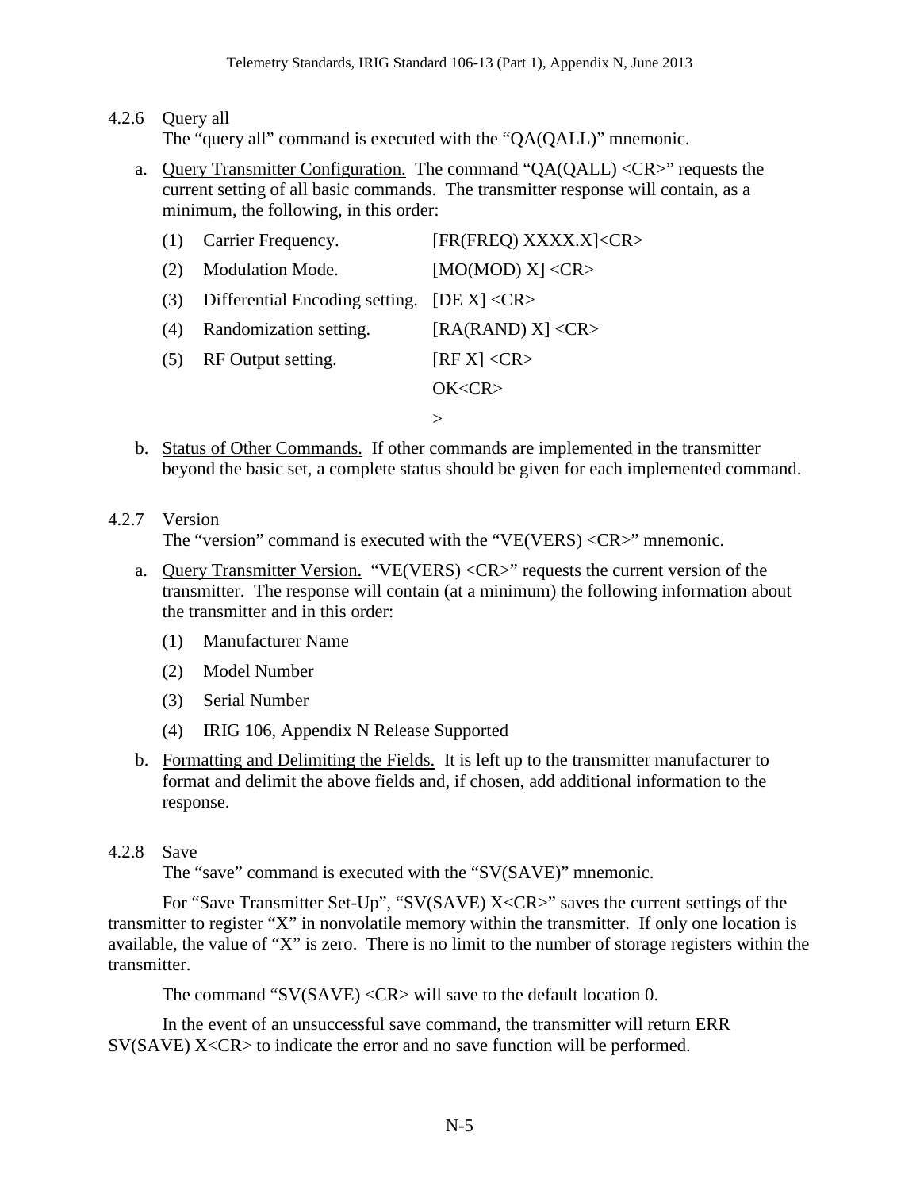#### 4.2.6 Query all

The "query all" command is executed with the "QA(QALL)" mnemonic.

a. Query Transmitter Configuration. The command "QA(QALL) <CR>" requests the current setting of all basic commands. The transmitter response will contain, as a minimum, the following, in this order:

| | | |
|---|---|---|
| (1) | Carrier Frequency. | [FR(FREQ) XXXX.X]<CR> |
| (2) | Modulation Mode. | [MO(MOD) X] <CR> |
| (3) | Differential Encoding setting. | [DE X] <CR> |
| (4) | Randomization setting. | [RA(RAND) X] <CR> |
| (5) | RF Output setting. | [RF X] <CR> |
| | | OK<CR> |
| | | > |

b. Status of Other Commands. If other commands are implemented in the transmitter beyond the basic set, a complete status should be given for each implemented command.

#### 4.2.7 Version

The "version" command is executed with the "VE(VERS) <CR>" mnemonic.

a. Query Transmitter Version. "VE(VERS) <CR>" requests the current version of the transmitter. The response will contain (at a minimum) the following information about the transmitter and in this order:

(1) Manufacturer Name

(2) Model Number

(3) Serial Number

(4) IRIG 106, Appendix N Release Supported

b. Formatting and Delimiting the Fields. It is left up to the transmitter manufacturer to format and delimit the above fields and, if chosen, add additional information to the response.

#### 4.2.8 Save

The "save" command is executed with the "SV(SAVE)" mnemonic.

For "Save Transmitter Set-Up", "SV(SAVE) X<CR>" saves the current settings of the transmitter to register "X" in nonvolatile memory within the transmitter. If only one location is available, the value of "X" is zero. There is no limit to the number of storage registers within the transmitter.

The command "SV(SAVE) <CR> will save to the default location 0.

In the event of an unsuccessful save command, the transmitter will return ERR SV(SAVE) X<CR> to indicate the error and no save function will be performed.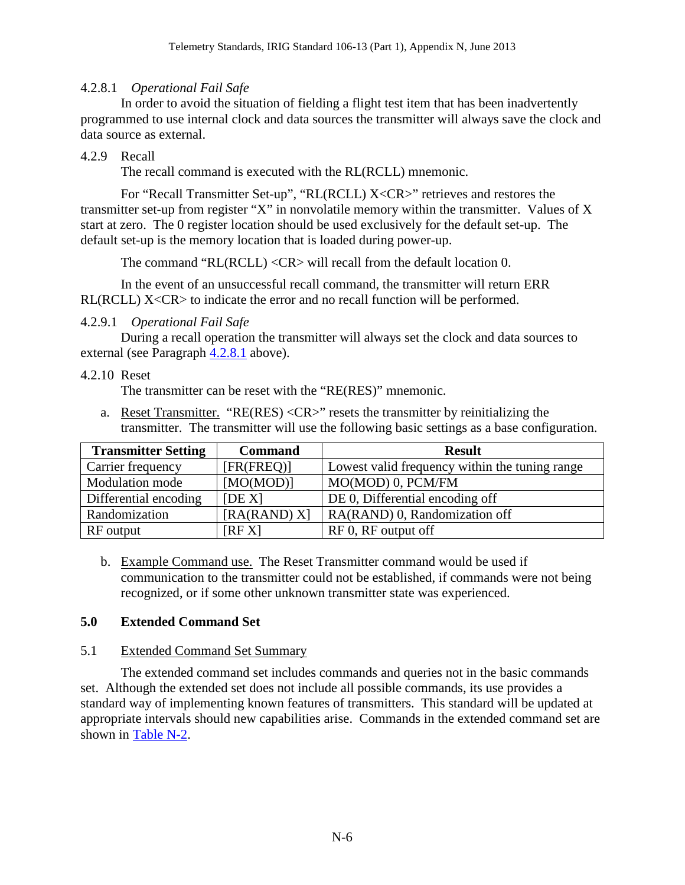#### 4.2.8.1 *Operational Fail Safe*

In order to avoid the situation of fielding a flight test item that has been inadvertently programmed to use internal clock and data sources the transmitter will always save the clock and data source as external.

### 4.2.9 Recall

The recall command is executed with the RL(RCLL) mnemonic.

For "Recall Transmitter Set-up", "RL(RCLL) X<CR>" retrieves and restores the transmitter set-up from register "X" in nonvolatile memory within the transmitter. Values of X start at zero. The 0 register location should be used exclusively for the default set-up. The default set-up is the memory location that is loaded during power-up.

The command "RL(RCLL) <CR> will recall from the default location 0.

In the event of an unsuccessful recall command, the transmitter will return ERR RL(RCLL) X<CR> to indicate the error and no recall function will be performed.

#### 4.2.9.1 *Operational Fail Safe*

During a recall operation the transmitter will always set the clock and data sources to external (see Paragraph 4.2.8.1 above).

### 4.2.10 Reset

The transmitter can be reset with the "RE(RES)" mnemonic.

a. <u>Reset Transmitter.</u> "RE(RES) <CR>" resets the transmitter by reinitializing the transmitter. The transmitter will use the following basic settings as a base configuration.

| Transmitter Setting | Command | Result |
|---|---|---|
| Carrier frequency | [FR(FREQ)] | Lowest valid frequency within the tuning range |
| Modulation mode | [MO(MOD)] | MO(MOD) 0, PCM/FM |
| Differential encoding | [DE X] | DE 0, Differential encoding off |
| Randomization | [RA(RAND) X] | RA(RAND) 0, Randomization off |
| RF output | [RF X] | RF 0, RF output off |

b. <u>Example Command use.</u> The Reset Transmitter command would be used if communication to the transmitter could not be established, if commands were not being recognized, or if some other unknown transmitter state was experienced.

## 5.0 Extended Command Set

### 5.1 <u>Extended Command Set Summary</u>

The extended command set includes commands and queries not in the basic commands set. Although the extended set does not include all possible commands, its use provides a standard way of implementing known features of transmitters. This standard will be updated at appropriate intervals should new capabilities arise. Commands in the extended command set are shown in Table N-2.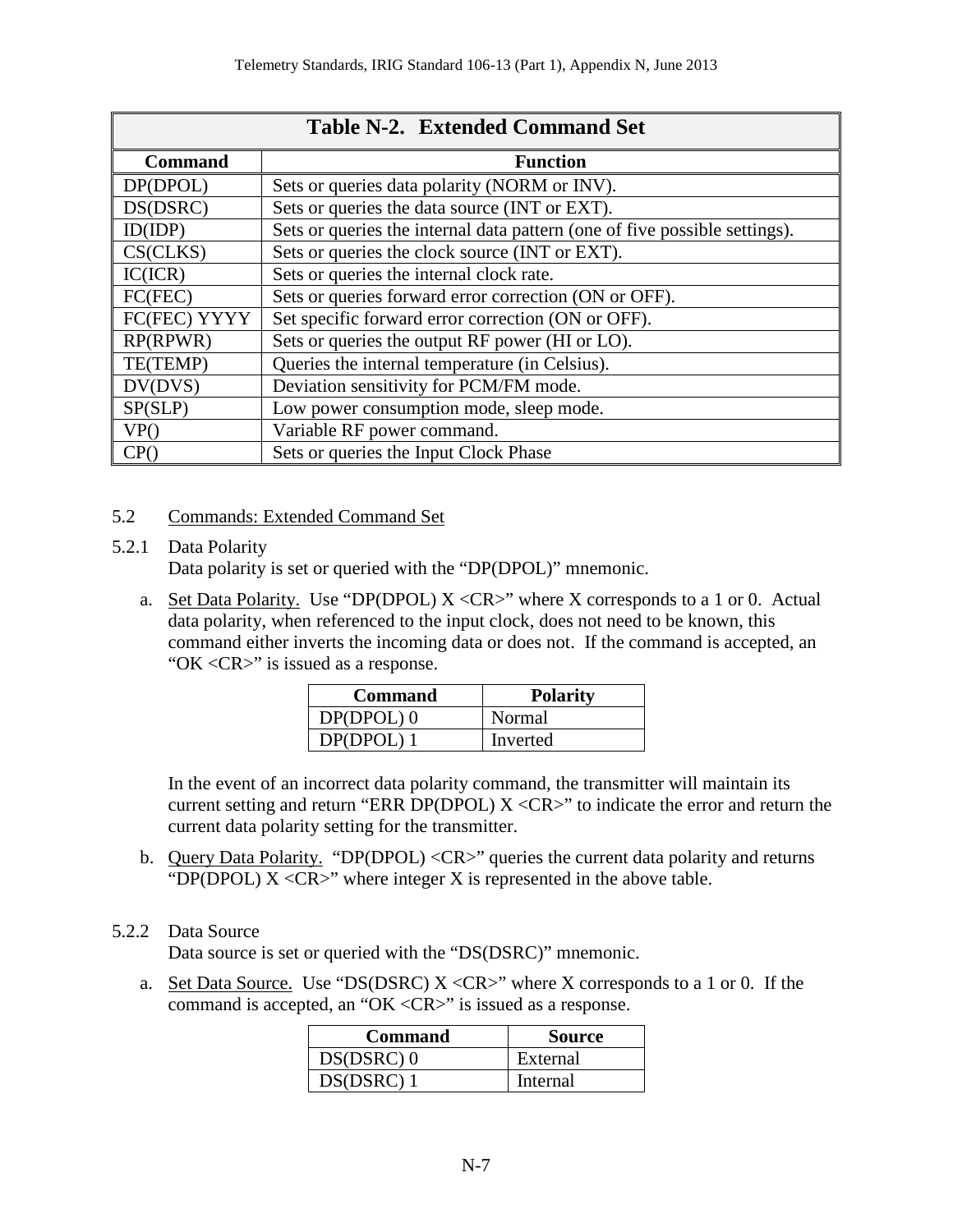**Table N-2. Extended Command Set**

| Command | Function |
|---|---|
| DP(DPOL) | Sets or queries data polarity (NORM or INV). |
| DS(DSRC) | Sets or queries the data source (INT or EXT). |
| ID(IDP) | Sets or queries the internal data pattern (one of five possible settings). |
| CS(CLKS) | Sets or queries the clock source (INT or EXT). |
| IC(ICR) | Sets or queries the internal clock rate. |
| FC(FEC) | Sets or queries forward error correction (ON or OFF). |
| FC(FEC) YYYY | Set specific forward error correction (ON or OFF). |
| RP(RPWR) | Sets or queries the output RF power (HI or LO). |
| TE(TEMP) | Queries the internal temperature (in Celsius). |
| DV(DVS) | Deviation sensitivity for PCM/FM mode. |
| SP(SLP) | Low power consumption mode, sleep mode. |
| VP() | Variable RF power command. |
| CP() | Sets or queries the Input Clock Phase |

## 5.2 Commands: Extended Command Set

### 5.2.1 Data Polarity

Data polarity is set or queried with the "DP(DPOL)" mnemonic.

a. Set Data Polarity. Use "DP(DPOL) X <CR>" where X corresponds to a 1 or 0. Actual data polarity, when referenced to the input clock, does not need to be known, this command either inverts the incoming data or does not. If the command is accepted, an "OK <CR>" is issued as a response.

| Command | Polarity |
|---|---|
| DP(DPOL) 0 | Normal |
| DP(DPOL) 1 | Inverted |

In the event of an incorrect data polarity command, the transmitter will maintain its current setting and return "ERR DP(DPOL) X <CR>" to indicate the error and return the current data polarity setting for the transmitter.

b. Query Data Polarity. "DP(DPOL) <CR>" queries the current data polarity and returns "DP(DPOL) X <CR>" where integer X is represented in the above table.

### 5.2.2 Data Source

Data source is set or queried with the "DS(DSRC)" mnemonic.

a. Set Data Source. Use "DS(DSRC) X <CR>" where X corresponds to a 1 or 0. If the command is accepted, an "OK <CR>" is issued as a response.

| Command | Source |
|---|---|
| DS(DSRC) 0 | External |
| DS(DSRC) 1 | Internal |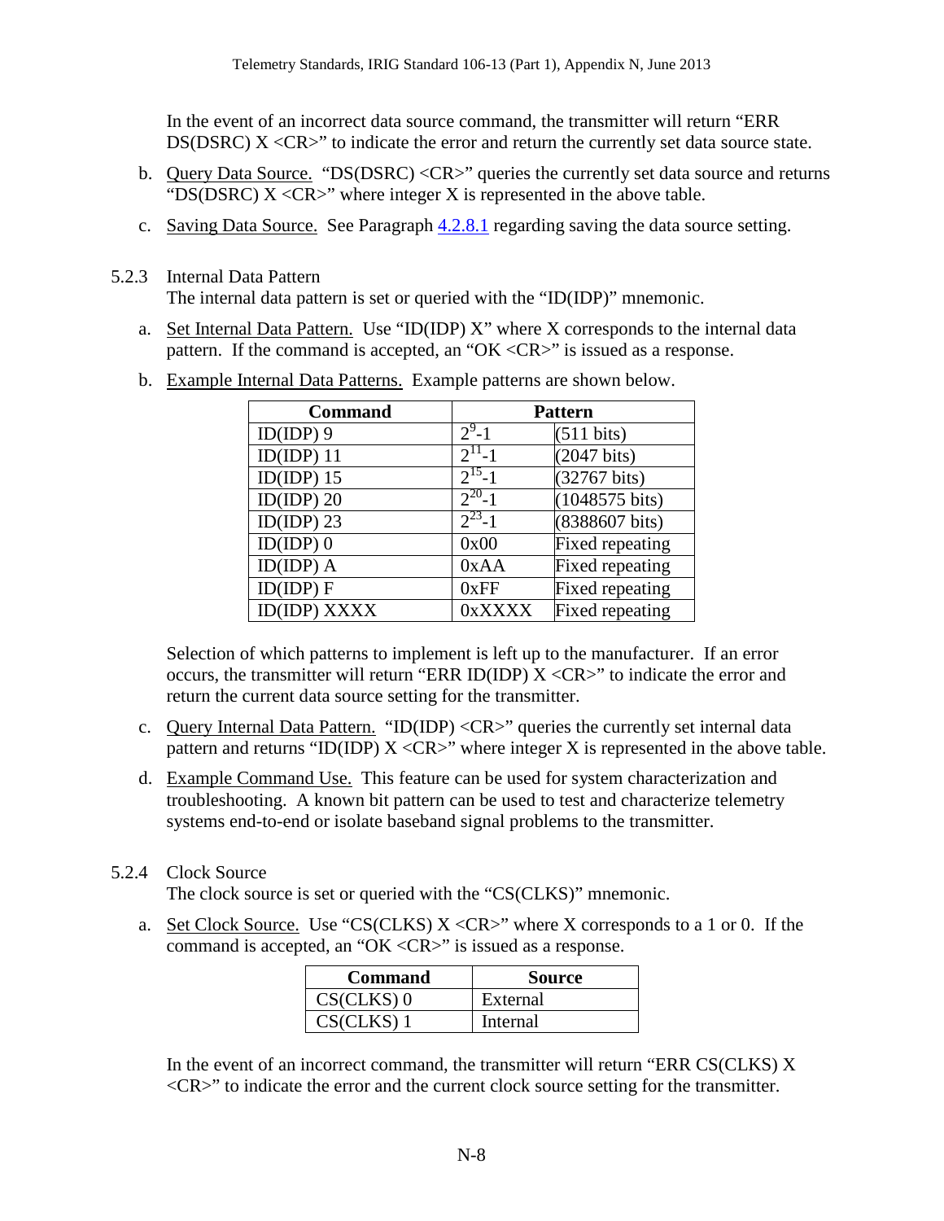In the event of an incorrect data source command, the transmitter will return “ERR DS(DSRC) X <CR>” to indicate the error and return the currently set data source state.

b. Query Data Source. “DS(DSRC) <CR>” queries the currently set data source and returns “DS(DSRC) X <CR>” where integer X is represented in the above table.

c. Saving Data Source. See Paragraph 4.2.8.1 regarding saving the data source setting.

### 5.2.3 Internal Data Pattern

The internal data pattern is set or queried with the “ID(IDP)” mnemonic.

a. Set Internal Data Pattern. Use “ID(IDP) X” where X corresponds to the internal data pattern. If the command is accepted, an “OK <CR>” is issued as a response.

b. Example Internal Data Patterns. Example patterns are shown below.

| Command | Pattern | |
|---|---|---|
| ID(IDP) 9 | $2^9$-1 | (511 bits) |
| ID(IDP) 11 | $2^{11}$-1 | (2047 bits) |
| ID(IDP) 15 | $2^{15}$-1 | (32767 bits) |
| ID(IDP) 20 | $2^{20}$-1 | (1048575 bits) |
| ID(IDP) 23 | $2^{23}$-1 | (8388607 bits) |
| ID(IDP) 0 | 0x00 | Fixed repeating |
| ID(IDP) A | 0xAA | Fixed repeating |
| ID(IDP) F | 0xFF | Fixed repeating |
| ID(IDP) XXXX | 0xXXXX | Fixed repeating |

Selection of which patterns to implement is left up to the manufacturer. If an error occurs, the transmitter will return “ERR ID(IDP) X <CR>” to indicate the error and return the current data source setting for the transmitter.

c. Query Internal Data Pattern. “ID(IDP) <CR>” queries the currently set internal data pattern and returns “ID(IDP) X <CR>” where integer X is represented in the above table.

d. Example Command Use. This feature can be used for system characterization and troubleshooting. A known bit pattern can be used to test and characterize telemetry systems end-to-end or isolate baseband signal problems to the transmitter.

### 5.2.4 Clock Source

The clock source is set or queried with the “CS(CLKS)” mnemonic.

a. Set Clock Source. Use “CS(CLKS) X <CR>” where X corresponds to a 1 or 0. If the command is accepted, an “OK <CR>” is issued as a response.

| Command | Source |
|---|---|
| CS(CLKS) 0 | External |
| CS(CLKS) 1 | Internal |

In the event of an incorrect command, the transmitter will return “ERR CS(CLKS) X <CR>” to indicate the error and the current clock source setting for the transmitter.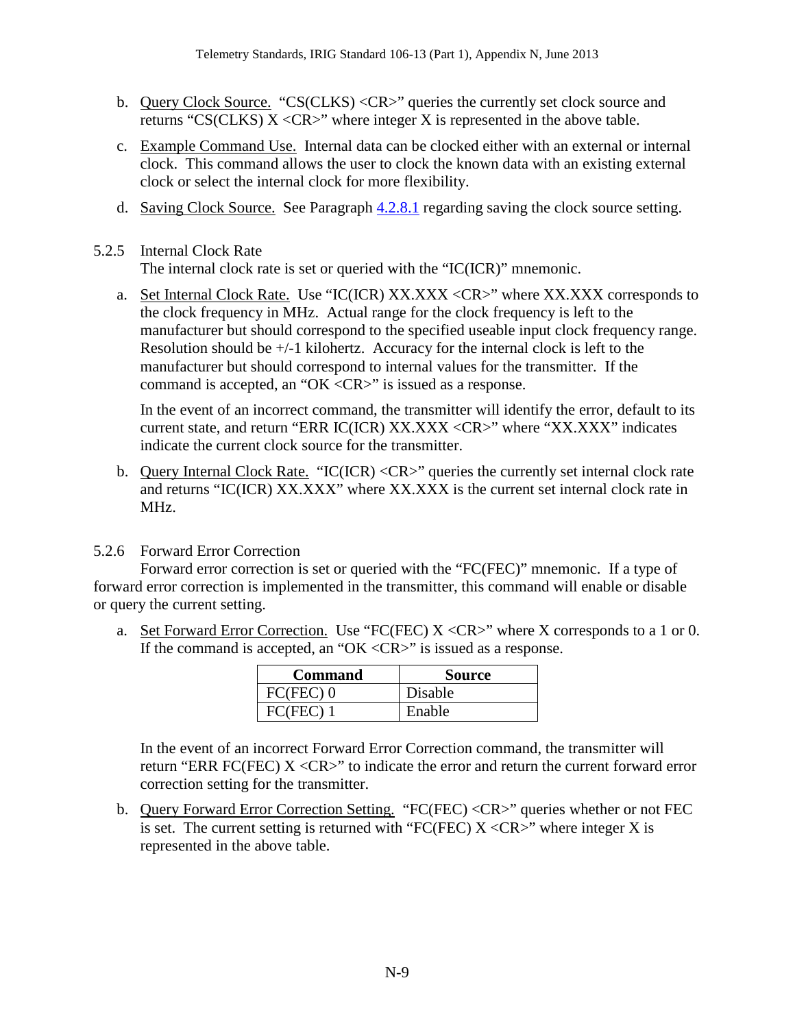b. Query Clock Source. "CS(CLKS) <CR>" queries the currently set clock source and returns "CS(CLKS) X <CR>" where integer X is represented in the above table.

c. Example Command Use. Internal data can be clocked either with an external or internal clock. This command allows the user to clock the known data with an existing external clock or select the internal clock for more flexibility.

d. Saving Clock Source. See Paragraph 4.2.8.1 regarding saving the clock source setting.

### 5.2.5 Internal Clock Rate

The internal clock rate is set or queried with the "IC(ICR)" mnemonic.

a. Set Internal Clock Rate. Use "IC(ICR) XX.XXX <CR>" where XX.XXX corresponds to the clock frequency in MHz. Actual range for the clock frequency is left to the manufacturer but should correspond to the specified useable input clock frequency range. Resolution should be +/-1 kilohertz. Accuracy for the internal clock is left to the manufacturer but should correspond to internal values for the transmitter. If the command is accepted, an "OK <CR>" is issued as a response.

   In the event of an incorrect command, the transmitter will identify the error, default to its current state, and return "ERR IC(ICR) XX.XXX <CR>" where "XX.XXX" indicates indicate the current clock source for the transmitter.

b. Query Internal Clock Rate. "IC(ICR) <CR>" queries the currently set internal clock rate and returns "IC(ICR) XX.XXX" where XX.XXX is the current set internal clock rate in MHz.

### 5.2.6 Forward Error Correction

Forward error correction is set or queried with the "FC(FEC)" mnemonic. If a type of forward error correction is implemented in the transmitter, this command will enable or disable or query the current setting.

a. Set Forward Error Correction. Use "FC(FEC) X <CR>" where X corresponds to a 1 or 0. If the command is accepted, an "OK <CR>" is issued as a response.

| Command | Source |
|---|---|
| FC(FEC) 0 | Disable |
| FC(FEC) 1 | Enable |

   In the event of an incorrect Forward Error Correction command, the transmitter will return "ERR FC(FEC) X <CR>" to indicate the error and return the current forward error correction setting for the transmitter.

b. Query Forward Error Correction Setting. "FC(FEC) <CR>" queries whether or not FEC is set. The current setting is returned with "FC(FEC) X <CR>" where integer X is represented in the above table.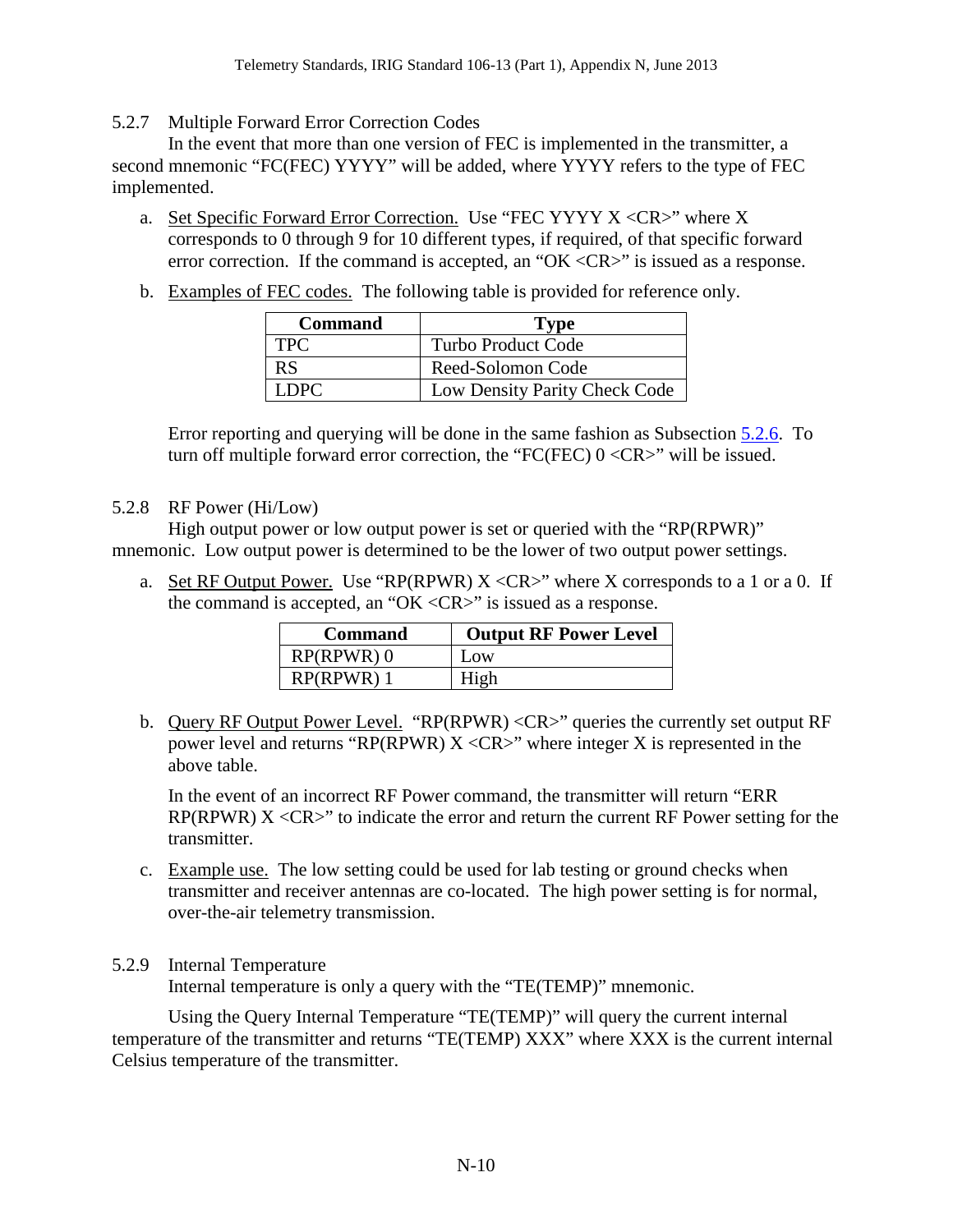### 5.2.7 Multiple Forward Error Correction Codes

In the event that more than one version of FEC is implemented in the transmitter, a second mnemonic "FC(FEC) YYYY" will be added, where YYYY refers to the type of FEC implemented.

a. Set Specific Forward Error Correction. Use "FEC YYYY X <CR>" where X corresponds to 0 through 9 for 10 different types, if required, of that specific forward error correction. If the command is accepted, an "OK <CR>" is issued as a response.

b. Examples of FEC codes. The following table is provided for reference only.

| Command | Type |
|---|---|
| TPC | Turbo Product Code |
| RS | Reed-Solomon Code |
| LDPC | Low Density Parity Check Code |

Error reporting and querying will be done in the same fashion as Subsection 5.2.6. To turn off multiple forward error correction, the "FC(FEC) 0 <CR>" will be issued.

### 5.2.8 RF Power (Hi/Low)

High output power or low output power is set or queried with the "RP(RPWR)" mnemonic. Low output power is determined to be the lower of two output power settings.

a. Set RF Output Power. Use "RP(RPWR) X <CR>" where X corresponds to a 1 or a 0. If the command is accepted, an "OK <CR>" is issued as a response.

| Command | Output RF Power Level |
|---|---|
| RP(RPWR) 0 | Low |
| RP(RPWR) 1 | High |

b. Query RF Output Power Level. "RP(RPWR) <CR>" queries the currently set output RF power level and returns "RP(RPWR) X <CR>" where integer X is represented in the above table.

   In the event of an incorrect RF Power command, the transmitter will return "ERR RP(RPWR) X <CR>" to indicate the error and return the current RF Power setting for the transmitter.

c. Example use. The low setting could be used for lab testing or ground checks when transmitter and receiver antennas are co-located. The high power setting is for normal, over-the-air telemetry transmission.

### 5.2.9 Internal Temperature

Internal temperature is only a query with the "TE(TEMP)" mnemonic.

Using the Query Internal Temperature "TE(TEMP)" will query the current internal temperature of the transmitter and returns "TE(TEMP) XXX" where XXX is the current internal Celsius temperature of the transmitter.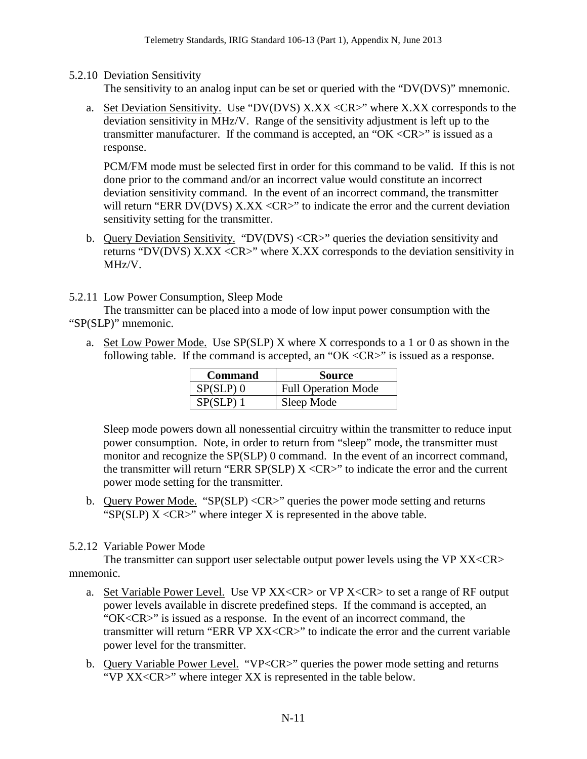5.2.10 Deviation Sensitivity

The sensitivity to an analog input can be set or queried with the "DV(DVS)" mnemonic.

a. Set Deviation Sensitivity. Use "DV(DVS) X.XX <CR>" where X.XX corresponds to the deviation sensitivity in MHz/V. Range of the sensitivity adjustment is left up to the transmitter manufacturer. If the command is accepted, an "OK <CR>" is issued as a response.

   PCM/FM mode must be selected first in order for this command to be valid. If this is not done prior to the command and/or an incorrect value would constitute an incorrect deviation sensitivity command. In the event of an incorrect command, the transmitter will return "ERR DV(DVS) X.XX <CR>" to indicate the error and the current deviation sensitivity setting for the transmitter.

b. Query Deviation Sensitivity. "DV(DVS) <CR>" queries the deviation sensitivity and returns "DV(DVS) X.XX <CR>" where X.XX corresponds to the deviation sensitivity in MHz/V.

5.2.11 Low Power Consumption, Sleep Mode

The transmitter can be placed into a mode of low input power consumption with the "SP(SLP)" mnemonic.

a. Set Low Power Mode. Use SP(SLP) X where X corresponds to a 1 or 0 as shown in the following table. If the command is accepted, an "OK <CR>" is issued as a response.

| Command | Source |
|---|---|
| SP(SLP) 0 | Full Operation Mode |
| SP(SLP) 1 | Sleep Mode |

   Sleep mode powers down all nonessential circuitry within the transmitter to reduce input power consumption. Note, in order to return from "sleep" mode, the transmitter must monitor and recognize the SP(SLP) 0 command. In the event of an incorrect command, the transmitter will return "ERR SP(SLP) X <CR>" to indicate the error and the current power mode setting for the transmitter.

b. Query Power Mode. "SP(SLP) <CR>" queries the power mode setting and returns "SP(SLP) X <CR>" where integer X is represented in the above table.

5.2.12 Variable Power Mode

The transmitter can support user selectable output power levels using the VP XX<CR> mnemonic.

a. Set Variable Power Level. Use VP XX<CR> or VP X<CR> to set a range of RF output power levels available in discrete predefined steps. If the command is accepted, an "OK<CR>" is issued as a response. In the event of an incorrect command, the transmitter will return "ERR VP XX<CR>" to indicate the error and the current variable power level for the transmitter.

b. Query Variable Power Level. "VP<CR>" queries the power mode setting and returns "VP XX<CR>" where integer XX is represented in the table below.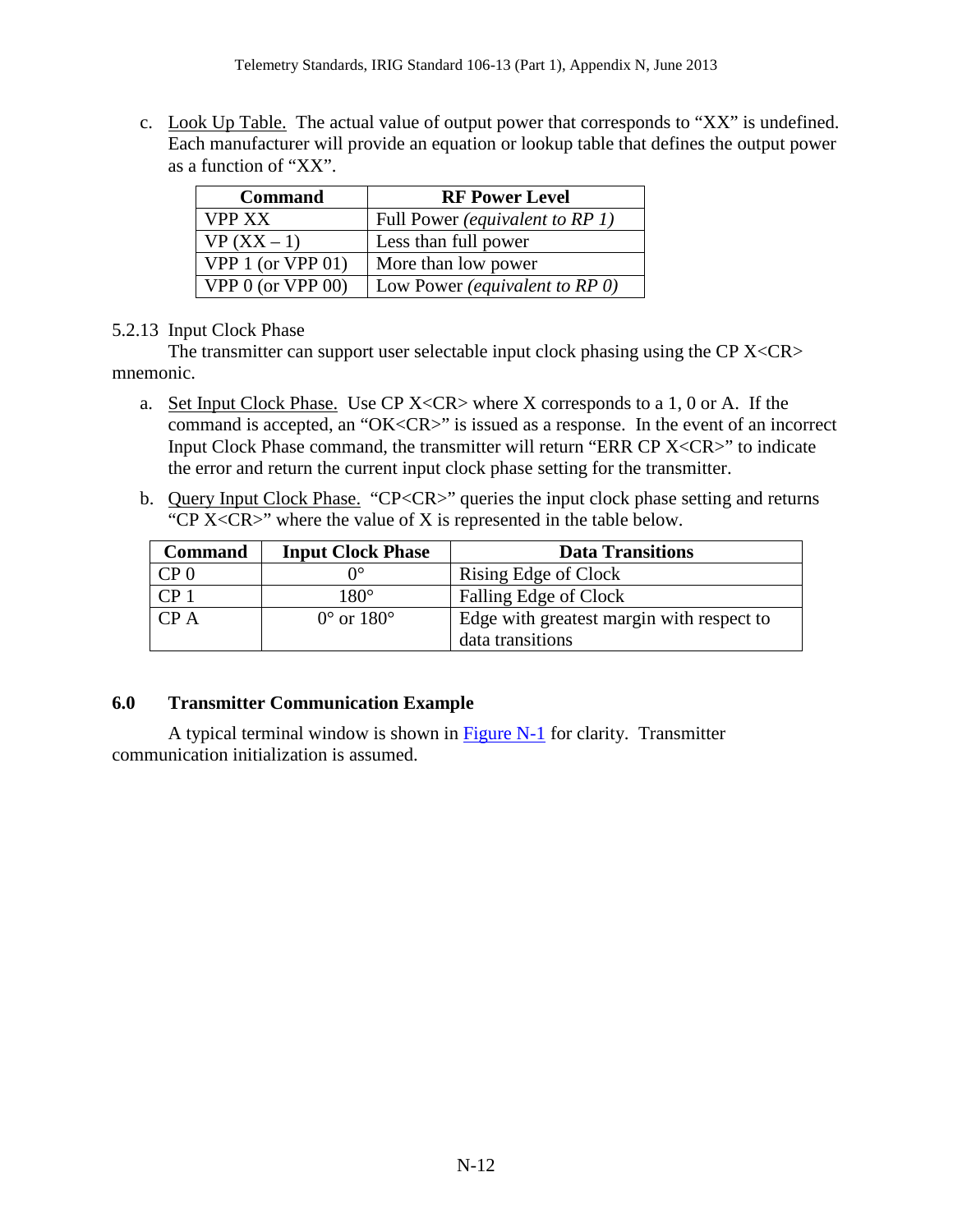c. Look Up Table. The actual value of output power that corresponds to "XX" is undefined. Each manufacturer will provide an equation or lookup table that defines the output power as a function of "XX".

| Command | RF Power Level |
|---|---|
| VPP XX | Full Power *(equivalent to RP 1)* |
| VP (XX – 1) | Less than full power |
| VPP 1 (or VPP 01) | More than low power |
| VPP 0 (or VPP 00) | Low Power *(equivalent to RP 0)* |

5.2.13 Input Clock Phase

The transmitter can support user selectable input clock phasing using the CP X<CR> mnemonic.

a. Set Input Clock Phase. Use CP X<CR> where X corresponds to a 1, 0 or A. If the command is accepted, an "OK<CR>" is issued as a response. In the event of an incorrect Input Clock Phase command, the transmitter will return "ERR CP X<CR>" to indicate the error and return the current input clock phase setting for the transmitter.

b. Query Input Clock Phase. "CP<CR>" queries the input clock phase setting and returns "CP X<CR>" where the value of X is represented in the table below.

| Command | Input Clock Phase | Data Transitions |
|---|---|---|
| CP 0 | 0° | Rising Edge of Clock |
| CP 1 | 180° | Falling Edge of Clock |
| CP A | 0° or 180° | Edge with greatest margin with respect to data transitions |

## 6.0 Transmitter Communication Example

A typical terminal window is shown in Figure N-1 for clarity. Transmitter communication initialization is assumed.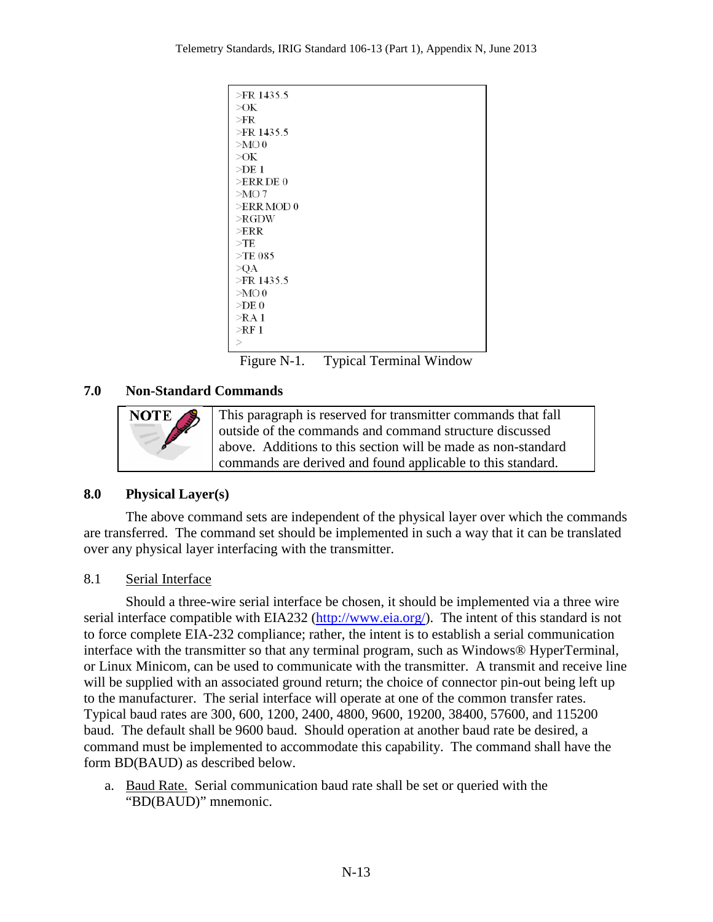```
>FR 1435.5
>OK
>FR
>FR 1435.5
>MO 0
>OK
>DE 1
>ERR DE 0
>MO 7
>ERR MOD 0
>RGDW
>ERR
>TE
>TE 085
>QA
>FR 1435.5
>MO 0
>DE 0
>RA 1
>RF 1
>
```

Figure N-1. Typical Terminal Window

## 7.0 Non-Standard Commands

| NOTE | This paragraph is reserved for transmitter commands that fall outside of the commands and command structure discussed above. Additions to this section will be made as non-standard commands are derived and found applicable to this standard. |
|---|---|

## 8.0 Physical Layer(s)

The above command sets are independent of the physical layer over which the commands are transferred. The command set should be implemented in such a way that it can be translated over any physical layer interfacing with the transmitter.

### 8.1 Serial Interface

Should a three-wire serial interface be chosen, it should be implemented via a three wire serial interface compatible with EIA232 (http://www.eia.org/). The intent of this standard is not to force complete EIA-232 compliance; rather, the intent is to establish a serial communication interface with the transmitter so that any terminal program, such as Windows® HyperTerminal, or Linux Minicom, can be used to communicate with the transmitter. A transmit and receive line will be supplied with an associated ground return; the choice of connector pin-out being left up to the manufacturer. The serial interface will operate at one of the common transfer rates. Typical baud rates are 300, 600, 1200, 2400, 4800, 9600, 19200, 38400, 57600, and 115200 baud. The default shall be 9600 baud. Should operation at another baud rate be desired, a command must be implemented to accommodate this capability. The command shall have the form BD(BAUD) as described below.

a. Baud Rate. Serial communication baud rate shall be set or queried with the “BD(BAUD)” mnemonic.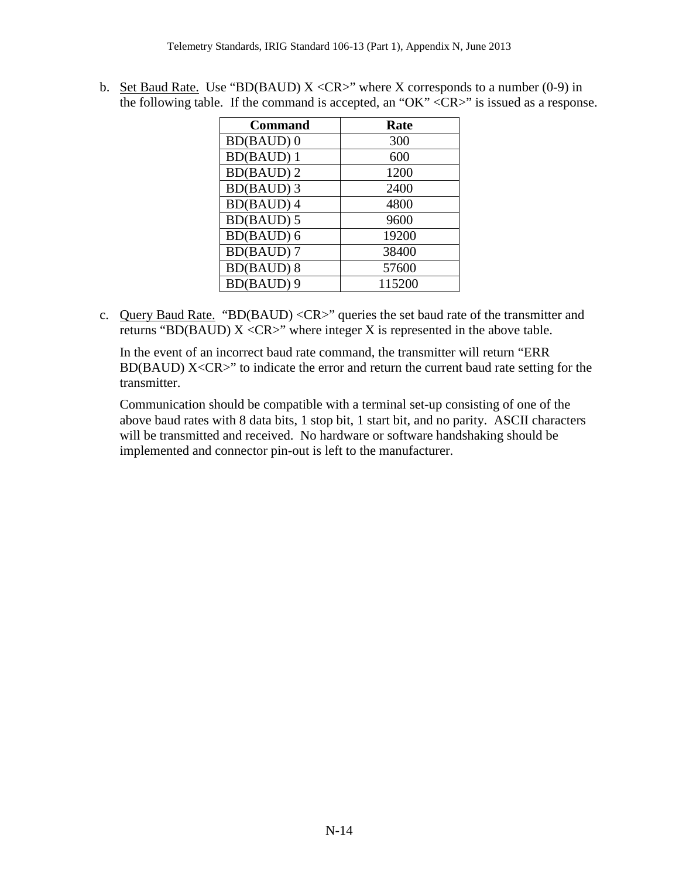b. Set Baud Rate. Use “BD(BAUD) X <CR>” where X corresponds to a number (0-9) in the following table. If the command is accepted, an “OK” <CR>” is issued as a response.

| Command | Rate |
|---|---|
| BD(BAUD) 0 | 300 |
| BD(BAUD) 1 | 600 |
| BD(BAUD) 2 | 1200 |
| BD(BAUD) 3 | 2400 |
| BD(BAUD) 4 | 4800 |
| BD(BAUD) 5 | 9600 |
| BD(BAUD) 6 | 19200 |
| BD(BAUD) 7 | 38400 |
| BD(BAUD) 8 | 57600 |
| BD(BAUD) 9 | 115200 |

c. Query Baud Rate. “BD(BAUD) <CR>” queries the set baud rate of the transmitter and returns “BD(BAUD) X <CR>” where integer X is represented in the above table.

   In the event of an incorrect baud rate command, the transmitter will return “ERR BD(BAUD) X<CR>” to indicate the error and return the current baud rate setting for the transmitter.

   Communication should be compatible with a terminal set-up consisting of one of the above baud rates with 8 data bits, 1 stop bit, 1 start bit, and no parity. ASCII characters will be transmitted and received. No hardware or software handshaking should be implemented and connector pin-out is left to the manufacturer.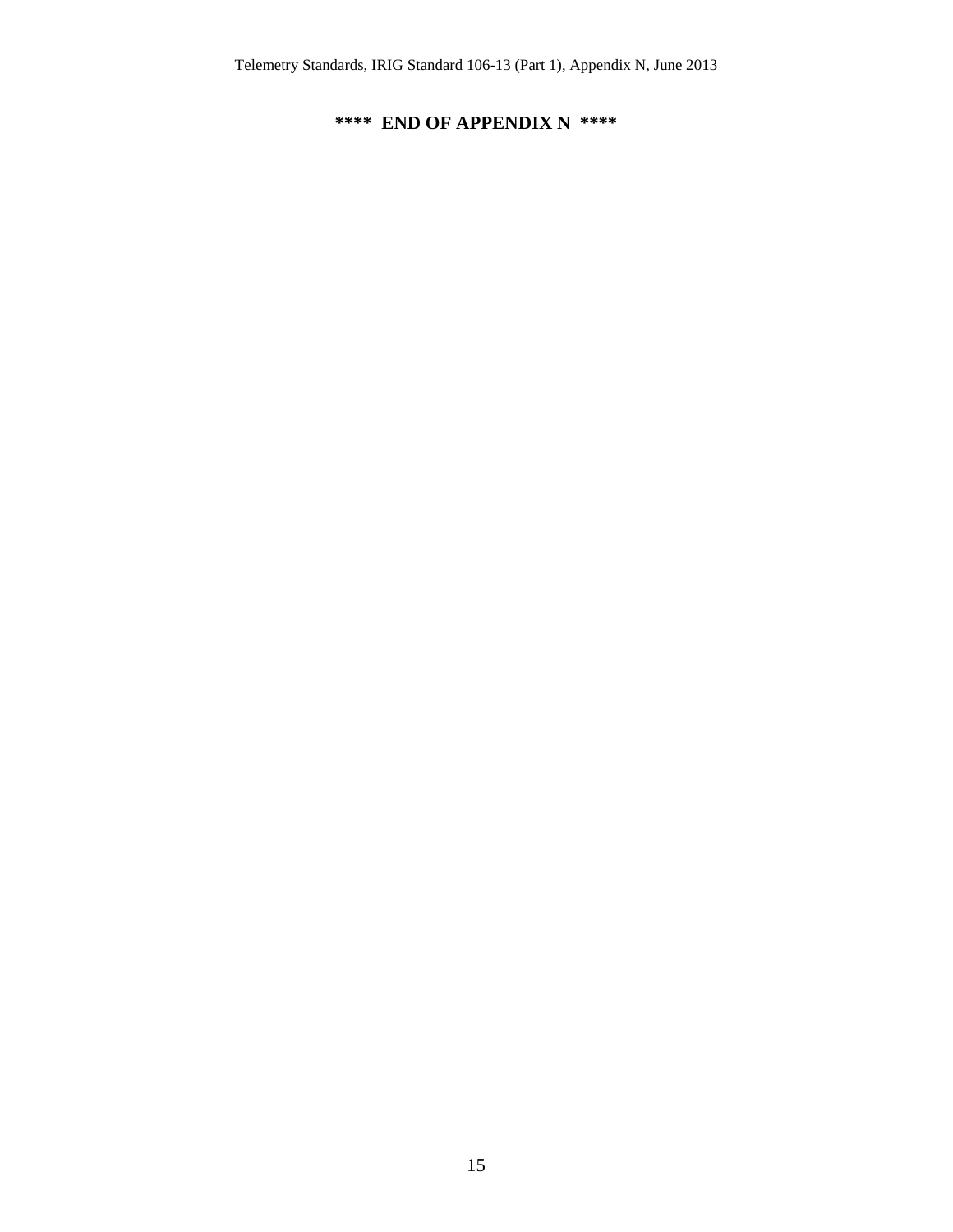**\*\*\*\*  END OF APPENDIX N  \*\*\*\***

**\*\*\*\* END OF APPENDIX N \*\*\*\***

\*\*\*\* END OF APPENDIX N \*\*\*\*